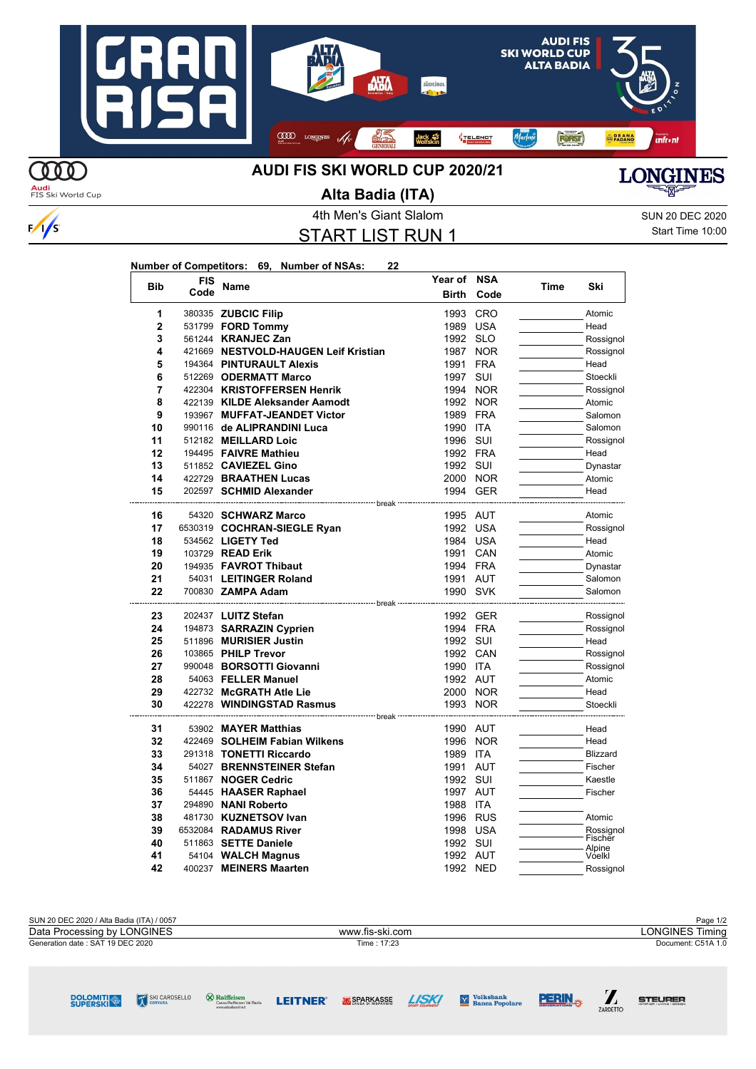# AUDI FIS SKI WORLD CUP 2020/21

## Alta Badia (ITA)

4th Men's Giant Slalom

SUN 20 DEC 2020

Start Time 10:00

## START LIST RUN 1

**Number of Competitors: 69, Number of NSAs: 22**

| Bib | FIS Code | Name | Year of Birth | NSA Code | Time | Ski |
|---|---|---|---|---|---|---|
| 1 | 380335 | **ZUBCIC Filip** | 1993 | CRO | | Atomic |
| 2 | 531799 | **FORD Tommy** | 1989 | USA | | Head |
| 3 | 561244 | **KRANJEC Zan** | 1992 | SLO | | Rossignol |
| 4 | 421669 | **NESTVOLD-HAUGEN Leif Kristian** | 1987 | NOR | | Rossignol |
| 5 | 194364 | **PINTURAULT Alexis** | 1991 | FRA | | Head |
| 6 | 512269 | **ODERMATT Marco** | 1997 | SUI | | Stoeckli |
| 7 | 422304 | **KRISTOFFERSEN Henrik** | 1994 | NOR | | Rossignol |
| 8 | 422139 | **KILDE Aleksander Aamodt** | 1992 | NOR | | Atomic |
| 9 | 193967 | **MUFFAT-JEANDET Victor** | 1989 | FRA | | Salomon |
| 10 | 990116 | **de ALIPRANDINI Luca** | 1990 | ITA | | Salomon |
| 11 | 512182 | **MEILLARD Loic** | 1996 | SUI | | Rossignol |
| 12 | 194495 | **FAIVRE Mathieu** | 1992 | FRA | | Head |
| 13 | 511852 | **CAVIEZEL Gino** | 1992 | SUI | | Dynastar |
| 14 | 422729 | **BRAATHEN Lucas** | 2000 | NOR | | Atomic |
| 15 | 202597 | **SCHMID Alexander** | 1994 | GER | | Head |
| | | break | | | | |
| 16 | 54320 | **SCHWARZ Marco** | 1995 | AUT | | Atomic |
| 17 | 6530319 | **COCHRAN-SIEGLE Ryan** | 1992 | USA | | Rossignol |
| 18 | 534562 | **LIGETY Ted** | 1984 | USA | | Head |
| 19 | 103729 | **READ Erik** | 1991 | CAN | | Atomic |
| 20 | 194935 | **FAVROT Thibaut** | 1994 | FRA | | Dynastar |
| 21 | 54031 | **LEITINGER Roland** | 1991 | AUT | | Salomon |
| 22 | 700830 | **ZAMPA Adam** | 1990 | SVK | | Salomon |
| | | break | | | | |
| 23 | 202437 | **LUITZ Stefan** | 1992 | GER | | Rossignol |
| 24 | 194873 | **SARRAZIN Cyprien** | 1994 | FRA | | Rossignol |
| 25 | 511896 | **MURISIER Justin** | 1992 | SUI | | Head |
| 26 | 103865 | **PHILP Trevor** | 1992 | CAN | | Rossignol |
| 27 | 990048 | **BORSOTTI Giovanni** | 1990 | ITA | | Rossignol |
| 28 | 54063 | **FELLER Manuel** | 1992 | AUT | | Atomic |
| 29 | 422732 | **McGRATH Atle Lie** | 2000 | NOR | | Head |
| 30 | 422278 | **WINDINGSTAD Rasmus** | 1993 | NOR | | Stoeckli |
| | | break | | | | |
| 31 | 53902 | **MAYER Matthias** | 1990 | AUT | | Head |
| 32 | 422469 | **SOLHEIM Fabian Wilkens** | 1996 | NOR | | Head |
| 33 | 291318 | **TONETTI Riccardo** | 1989 | ITA | | Blizzard |
| 34 | 54027 | **BRENNSTEINER Stefan** | 1991 | AUT | | Fischer |
| 35 | 511867 | **NOGER Cedric** | 1992 | SUI | | Kaestle |
| 36 | 54445 | **HAASER Raphael** | 1997 | AUT | | Fischer |
| 37 | 294890 | **NANI Roberto** | 1988 | ITA | | |
| 38 | 481730 | **KUZNETSOV Ivan** | 1996 | RUS | | Atomic |
| 39 | 6532084 | **RADAMUS River** | 1998 | USA | | Rossignol |
| 40 | 511863 | **SETTE Daniele** | 1992 | SUI | | Fischer |
| 41 | 54104 | **WALCH Magnus** | 1992 | AUT | | Alpine Voelkl |
| 42 | 400237 | **MEINERS Maarten** | 1992 | NED | | Rossignol |

SUN 20 DEC 2020 / Alta Badia (ITA) / 0057

Data Processing by LONGINES | www.fis-ski.com | LONGINES Timing

Generation date : SAT 19 DEC 2020 | Time : 17:23 | Document: C51A 1.0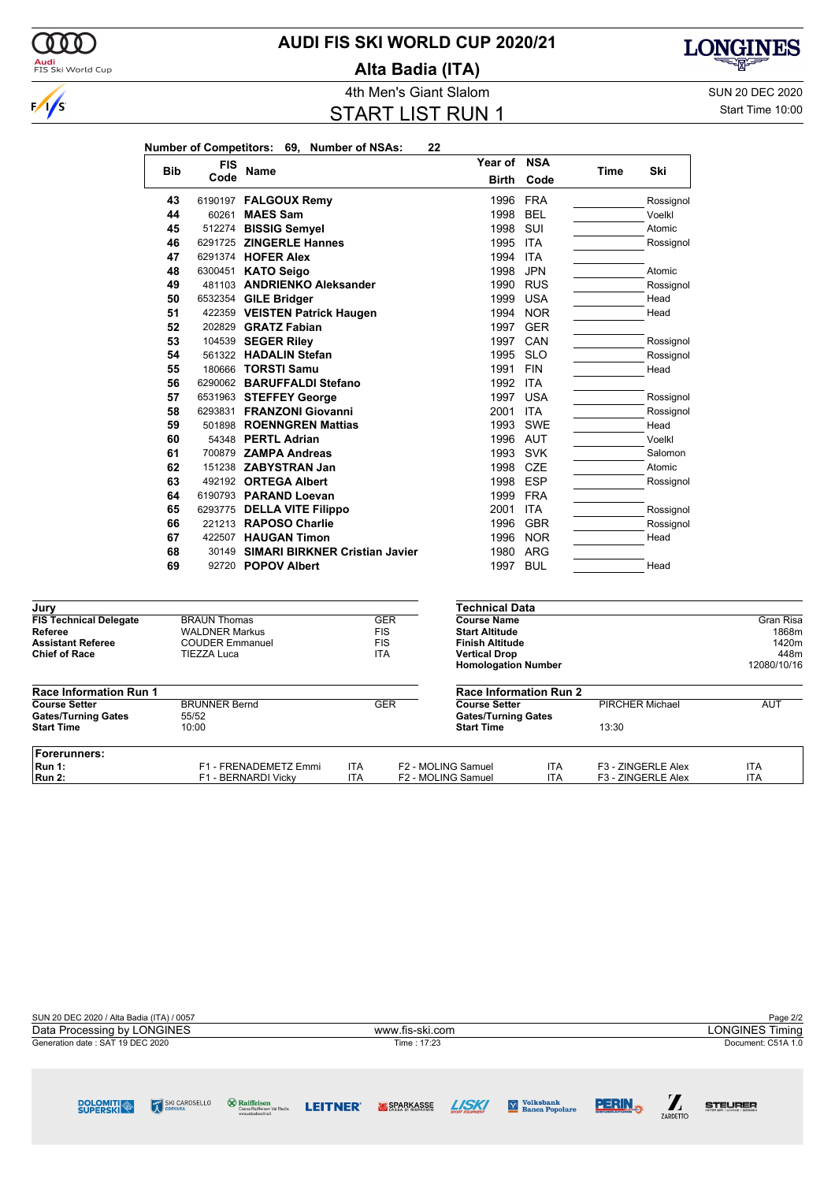# AUDI FIS SKI WORLD CUP 2020/21

## Alta Badia (ITA)

4th Men's Giant Slalom

SUN 20 DEC 2020

## START LIST RUN 1

Start Time 10:00

**Number of Competitors: 69, Number of NSAs: 22**

| Bib | FIS Code | Name | Year of Birth | NSA Code | Time | Ski |
|---|---|---|---|---|---|---|
| 43 | 6190197 | **FALGOUX Remy** | 1996 | FRA | | Rossignol |
| 44 | 60261 | **MAES Sam** | 1998 | BEL | | Voelkl |
| 45 | 512274 | **BISSIG Semyel** | 1998 | SUI | | Atomic |
| 46 | 6291725 | **ZINGERLE Hannes** | 1995 | ITA | | Rossignol |
| 47 | 6291374 | **HOFER Alex** | 1994 | ITA | | |
| 48 | 6300451 | **KATO Seigo** | 1998 | JPN | | Atomic |
| 49 | 481103 | **ANDRIENKO Aleksander** | 1990 | RUS | | Rossignol |
| 50 | 6532354 | **GILE Bridger** | 1999 | USA | | Head |
| 51 | 422359 | **VEISTEN Patrick Haugen** | 1994 | NOR | | Head |
| 52 | 202829 | **GRATZ Fabian** | 1997 | GER | | |
| 53 | 104539 | **SEGER Riley** | 1997 | CAN | | Rossignol |
| 54 | 561322 | **HADALIN Stefan** | 1995 | SLO | | Rossignol |
| 55 | 180666 | **TORSTI Samu** | 1991 | FIN | | Head |
| 56 | 6290062 | **BARUFFALDI Stefano** | 1992 | ITA | | |
| 57 | 6531963 | **STEFFEY George** | 1997 | USA | | Rossignol |
| 58 | 6293831 | **FRANZONI Giovanni** | 2001 | ITA | | Rossignol |
| 59 | 501898 | **ROENNGREN Mattias** | 1993 | SWE | | Head |
| 60 | 54348 | **PERTL Adrian** | 1996 | AUT | | Voelkl |
| 61 | 700879 | **ZAMPA Andreas** | 1993 | SVK | | Salomon |
| 62 | 151238 | **ZABYSTRAN Jan** | 1998 | CZE | | Atomic |
| 63 | 492192 | **ORTEGA Albert** | 1998 | ESP | | Rossignol |
| 64 | 6190793 | **PARAND Loevan** | 1999 | FRA | | |
| 65 | 6293775 | **DELLA VITE Filippo** | 2001 | ITA | | Rossignol |
| 66 | 221213 | **RAPOSO Charlie** | 1996 | GBR | | Rossignol |
| 67 | 422507 | **HAUGAN Timon** | 1996 | NOR | | Head |
| 68 | 30149 | **SIMARI BIRKNER Cristian Javier** | 1980 | ARG | | |
| 69 | 92720 | **POPOV Albert** | 1997 | BUL | | Head |

### Jury

| | | |
|---|---|---|
| **FIS Technical Delegate** | BRAUN Thomas | GER |
| **Referee** | WALDNER Markus | FIS |
| **Assistant Referee** | COUDER Emmanuel | FIS |
| **Chief of Race** | TIEZZA Luca | ITA |

### Technical Data

| | |
|---|---|
| **Course Name** | Gran Risa |
| **Start Altitude** | 1868m |
| **Finish Altitude** | 1420m |
| **Vertical Drop** | 448m |
| **Homologation Number** | 12080/10/16 |

### Race Information Run 1

| | | |
|---|---|---|
| **Course Setter** | BRUNNER Bernd | GER |
| **Gates/Turning Gates** | 55/52 | |
| **Start Time** | 10:00 | |

### Race Information Run 2

| | | |
|---|---|---|
| **Course Setter** | PIRCHER Michael | AUT |
| **Gates/Turning Gates** | | |
| **Start Time** | 13:30 | |

### Forerunners:

| | | | | | | |
|---|---|---|---|---|---|---|
| **Run 1:** | F1 - FRENADEMETZ Emmi | ITA | F2 - MOLING Samuel | ITA | F3 - ZINGERLE Alex | ITA |
| **Run 2:** | F1 - BERNARDI Vicky | ITA | F2 - MOLING Samuel | ITA | F3 - ZINGERLE Alex | ITA |

SUN 20 DEC 2020 / Alta Badia (ITA) / 0057

Data Processing by LONGINES — www.fis-ski.com — LONGINES Timing

Generation date : SAT 19 DEC 2020 — Time : 17:23 — Document: C51A 1.0